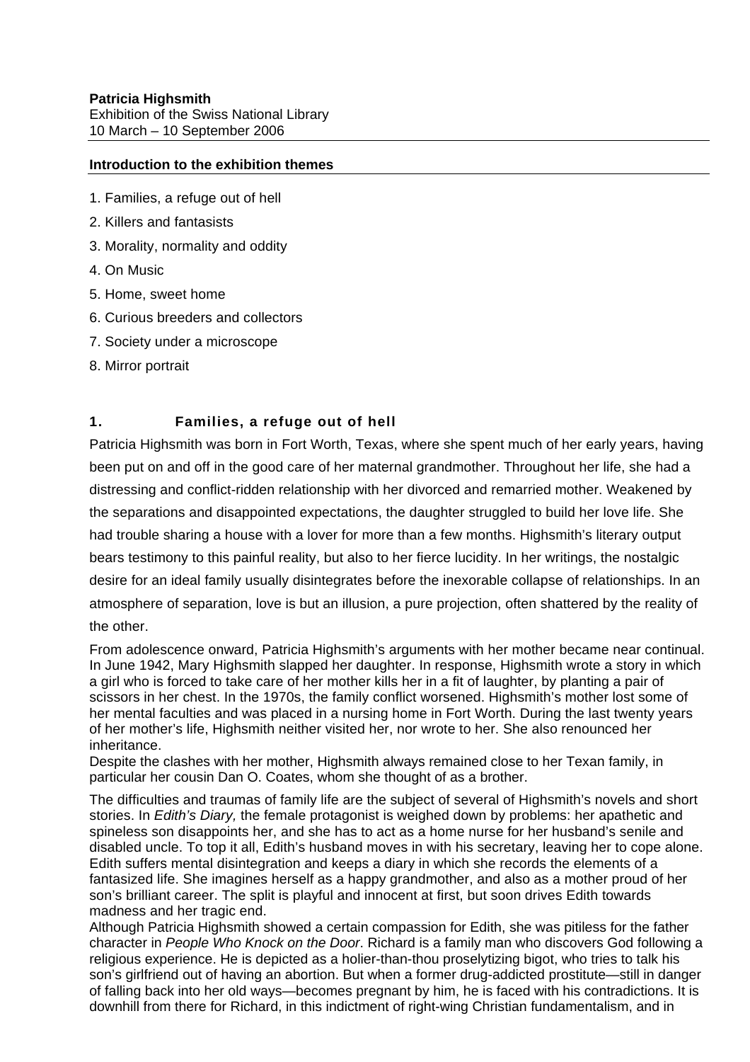**Patricia Highsmith**
Exhibition of the Swiss National Library
10 March – 10 September 2006

**Introduction to the exhibition themes**

1. Families, a refuge out of hell
2. Killers and fantasists
3. Morality, normality and oddity
4. On Music
5. Home, sweet home
6. Curious breeders and collectors
7. Society under a microscope
8. Mirror portrait

## 1. Families, a refuge out of hell

Patricia Highsmith was born in Fort Worth, Texas, where she spent much of her early years, having been put on and off in the good care of her maternal grandmother. Throughout her life, she had a distressing and conflict-ridden relationship with her divorced and remarried mother. Weakened by the separations and disappointed expectations, the daughter struggled to build her love life. She had trouble sharing a house with a lover for more than a few months. Highsmith's literary output bears testimony to this painful reality, but also to her fierce lucidity. In her writings, the nostalgic desire for an ideal family usually disintegrates before the inexorable collapse of relationships. In an atmosphere of separation, love is but an illusion, a pure projection, often shattered by the reality of the other.

From adolescence onward, Patricia Highsmith's arguments with her mother became near continual. In June 1942, Mary Highsmith slapped her daughter. In response, Highsmith wrote a story in which a girl who is forced to take care of her mother kills her in a fit of laughter, by planting a pair of scissors in her chest. In the 1970s, the family conflict worsened. Highsmith's mother lost some of her mental faculties and was placed in a nursing home in Fort Worth. During the last twenty years of her mother's life, Highsmith neither visited her, nor wrote to her. She also renounced her inheritance.

Despite the clashes with her mother, Highsmith always remained close to her Texan family, in particular her cousin Dan O. Coates, whom she thought of as a brother.

The difficulties and traumas of family life are the subject of several of Highsmith's novels and short stories. In *Edith's Diary,* the female protagonist is weighed down by problems: her apathetic and spineless son disappoints her, and she has to act as a home nurse for her husband's senile and disabled uncle. To top it all, Edith's husband moves in with his secretary, leaving her to cope alone. Edith suffers mental disintegration and keeps a diary in which she records the elements of a fantasized life. She imagines herself as a happy grandmother, and also as a mother proud of her son's brilliant career. The split is playful and innocent at first, but soon drives Edith towards madness and her tragic end.

Although Patricia Highsmith showed a certain compassion for Edith, she was pitiless for the father character in *People Who Knock on the Door*. Richard is a family man who discovers God following a religious experience. He is depicted as a holier-than-thou proselytizing bigot, who tries to talk his son's girlfriend out of having an abortion. But when a former drug-addicted prostitute—still in danger of falling back into her old ways—becomes pregnant by him, he is faced with his contradictions. It is downhill from there for Richard, in this indictment of right-wing Christian fundamentalism, and in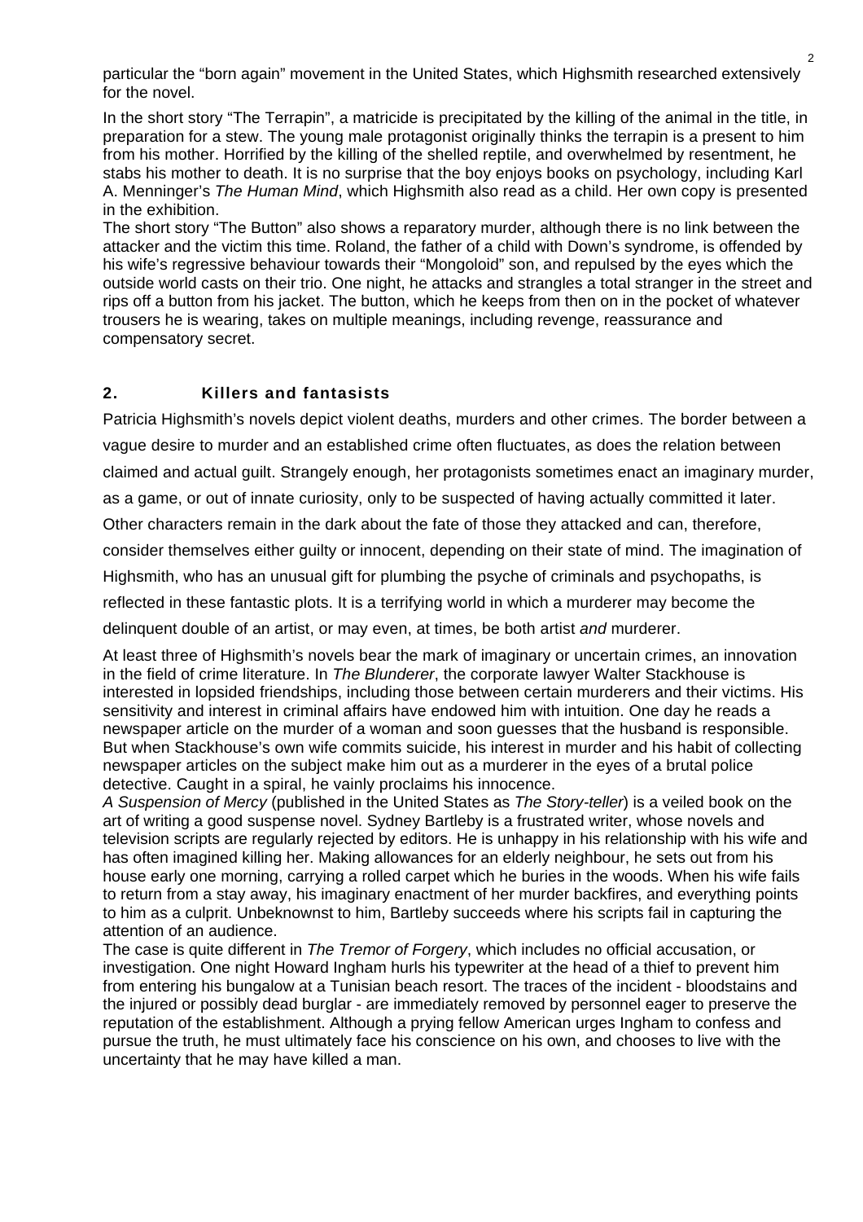particular the "born again" movement in the United States, which Highsmith researched extensively for the novel.

In the short story "The Terrapin", a matricide is precipitated by the killing of the animal in the title, in preparation for a stew. The young male protagonist originally thinks the terrapin is a present to him from his mother. Horrified by the killing of the shelled reptile, and overwhelmed by resentment, he stabs his mother to death. It is no surprise that the boy enjoys books on psychology, including Karl A. Menninger's *The Human Mind*, which Highsmith also read as a child. Her own copy is presented in the exhibition.

The short story "The Button" also shows a reparatory murder, although there is no link between the attacker and the victim this time. Roland, the father of a child with Down's syndrome, is offended by his wife's regressive behaviour towards their "Mongoloid" son, and repulsed by the eyes which the outside world casts on their trio. One night, he attacks and strangles a total stranger in the street and rips off a button from his jacket. The button, which he keeps from then on in the pocket of whatever trousers he is wearing, takes on multiple meanings, including revenge, reassurance and compensatory secret.

## 2. Killers and fantasists

Patricia Highsmith's novels depict violent deaths, murders and other crimes. The border between a vague desire to murder and an established crime often fluctuates, as does the relation between claimed and actual guilt. Strangely enough, her protagonists sometimes enact an imaginary murder, as a game, or out of innate curiosity, only to be suspected of having actually committed it later. Other characters remain in the dark about the fate of those they attacked and can, therefore, consider themselves either guilty or innocent, depending on their state of mind. The imagination of Highsmith, who has an unusual gift for plumbing the psyche of criminals and psychopaths, is reflected in these fantastic plots. It is a terrifying world in which a murderer may become the delinquent double of an artist, or may even, at times, be both artist *and* murderer.

At least three of Highsmith's novels bear the mark of imaginary or uncertain crimes, an innovation in the field of crime literature. In *The Blunderer*, the corporate lawyer Walter Stackhouse is interested in lopsided friendships, including those between certain murderers and their victims. His sensitivity and interest in criminal affairs have endowed him with intuition. One day he reads a newspaper article on the murder of a woman and soon guesses that the husband is responsible. But when Stackhouse's own wife commits suicide, his interest in murder and his habit of collecting newspaper articles on the subject make him out as a murderer in the eyes of a brutal police detective. Caught in a spiral, he vainly proclaims his innocence.

*A Suspension of Mercy* (published in the United States as *The Story-teller*) is a veiled book on the art of writing a good suspense novel. Sydney Bartleby is a frustrated writer, whose novels and television scripts are regularly rejected by editors. He is unhappy in his relationship with his wife and has often imagined killing her. Making allowances for an elderly neighbour, he sets out from his house early one morning, carrying a rolled carpet which he buries in the woods. When his wife fails to return from a stay away, his imaginary enactment of her murder backfires, and everything points to him as a culprit. Unbeknownst to him, Bartleby succeeds where his scripts fail in capturing the attention of an audience.

The case is quite different in *The Tremor of Forgery*, which includes no official accusation, or investigation. One night Howard Ingham hurls his typewriter at the head of a thief to prevent him from entering his bungalow at a Tunisian beach resort. The traces of the incident - bloodstains and the injured or possibly dead burglar - are immediately removed by personnel eager to preserve the reputation of the establishment. Although a prying fellow American urges Ingham to confess and pursue the truth, he must ultimately face his conscience on his own, and chooses to live with the uncertainty that he may have killed a man.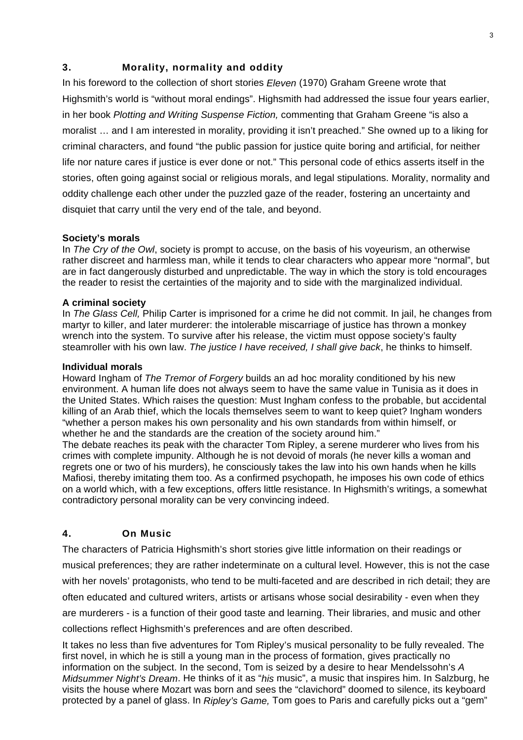## 3. Morality, normality and oddity

In his foreword to the collection of short stories *Eleven* (1970) Graham Greene wrote that Highsmith's world is "without moral endings". Highsmith had addressed the issue four years earlier, in her book *Plotting and Writing Suspense Fiction,* commenting that Graham Greene "is also a moralist … and I am interested in morality, providing it isn't preached." She owned up to a liking for criminal characters, and found "the public passion for justice quite boring and artificial, for neither life nor nature cares if justice is ever done or not." This personal code of ethics asserts itself in the stories, often going against social or religious morals, and legal stipulations. Morality, normality and oddity challenge each other under the puzzled gaze of the reader, fostering an uncertainty and disquiet that carry until the very end of the tale, and beyond.

**Society's morals**

In *The Cry of the Owl*, society is prompt to accuse, on the basis of his voyeurism, an otherwise rather discreet and harmless man, while it tends to clear characters who appear more "normal", but are in fact dangerously disturbed and unpredictable. The way in which the story is told encourages the reader to resist the certainties of the majority and to side with the marginalized individual.

**A criminal society**

In *The Glass Cell,* Philip Carter is imprisoned for a crime he did not commit. In jail, he changes from martyr to killer, and later murderer: the intolerable miscarriage of justice has thrown a monkey wrench into the system. To survive after his release, the victim must oppose society's faulty steamroller with his own law. *The justice I have received, I shall give back*, he thinks to himself.

**Individual morals**

Howard Ingham of *The Tremor of Forgery* builds an ad hoc morality conditioned by his new environment. A human life does not always seem to have the same value in Tunisia as it does in the United States. Which raises the question: Must Ingham confess to the probable, but accidental killing of an Arab thief, which the locals themselves seem to want to keep quiet? Ingham wonders "whether a person makes his own personality and his own standards from within himself, or whether he and the standards are the creation of the society around him."

The debate reaches its peak with the character Tom Ripley, a serene murderer who lives from his crimes with complete impunity. Although he is not devoid of morals (he never kills a woman and regrets one or two of his murders), he consciously takes the law into his own hands when he kills Mafiosi, thereby imitating them too. As a confirmed psychopath, he imposes his own code of ethics on a world which, with a few exceptions, offers little resistance. In Highsmith's writings, a somewhat contradictory personal morality can be very convincing indeed.

## 4. On Music

The characters of Patricia Highsmith's short stories give little information on their readings or musical preferences; they are rather indeterminate on a cultural level. However, this is not the case with her novels' protagonists, who tend to be multi-faceted and are described in rich detail; they are often educated and cultured writers, artists or artisans whose social desirability - even when they are murderers - is a function of their good taste and learning. Their libraries, and music and other collections reflect Highsmith's preferences and are often described.

It takes no less than five adventures for Tom Ripley's musical personality to be fully revealed. The first novel, in which he is still a young man in the process of formation, gives practically no information on the subject. In the second, Tom is seized by a desire to hear Mendelssohn's *A Midsummer Night's Dream*. He thinks of it as "*his* music", a music that inspires him. In Salzburg, he visits the house where Mozart was born and sees the "clavichord" doomed to silence, its keyboard protected by a panel of glass. In *Ripley's Game,* Tom goes to Paris and carefully picks out a "gem"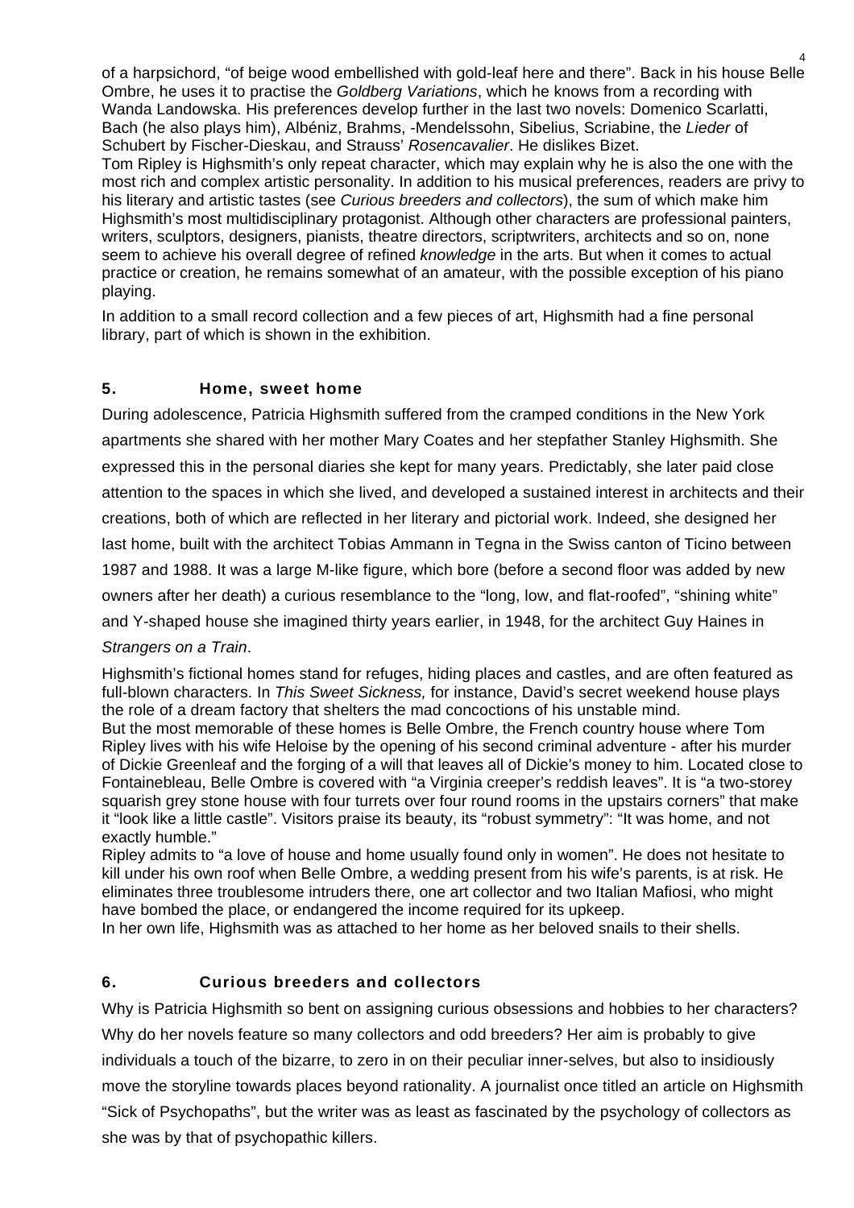of a harpsichord, "of beige wood embellished with gold-leaf here and there". Back in his house Belle Ombre, he uses it to practise the *Goldberg Variations*, which he knows from a recording with Wanda Landowska. His preferences develop further in the last two novels: Domenico Scarlatti, Bach (he also plays him), Albéniz, Brahms, -Mendelssohn, Sibelius, Scriabine, the *Lieder* of Schubert by Fischer-Dieskau, and Strauss' *Rosencavalier*. He dislikes Bizet.
Tom Ripley is Highsmith's only repeat character, which may explain why he is also the one with the most rich and complex artistic personality. In addition to his musical preferences, readers are privy to his literary and artistic tastes (see *Curious breeders and collectors*), the sum of which make him Highsmith's most multidisciplinary protagonist. Although other characters are professional painters, writers, sculptors, designers, pianists, theatre directors, scriptwriters, architects and so on, none seem to achieve his overall degree of refined *knowledge* in the arts. But when it comes to actual practice or creation, he remains somewhat of an amateur, with the possible exception of his piano playing.

In addition to a small record collection and a few pieces of art, Highsmith had a fine personal library, part of which is shown in the exhibition.

## 5. Home, sweet home

During adolescence, Patricia Highsmith suffered from the cramped conditions in the New York apartments she shared with her mother Mary Coates and her stepfather Stanley Highsmith. She expressed this in the personal diaries she kept for many years. Predictably, she later paid close attention to the spaces in which she lived, and developed a sustained interest in architects and their creations, both of which are reflected in her literary and pictorial work. Indeed, she designed her last home, built with the architect Tobias Ammann in Tegna in the Swiss canton of Ticino between 1987 and 1988. It was a large M-like figure, which bore (before a second floor was added by new owners after her death) a curious resemblance to the "long, low, and flat-roofed", "shining white" and Y-shaped house she imagined thirty years earlier, in 1948, for the architect Guy Haines in *Strangers on a Train*.

Highsmith's fictional homes stand for refuges, hiding places and castles, and are often featured as full-blown characters. In *This Sweet Sickness,* for instance, David's secret weekend house plays the role of a dream factory that shelters the mad concoctions of his unstable mind.
But the most memorable of these homes is Belle Ombre, the French country house where Tom Ripley lives with his wife Heloise by the opening of his second criminal adventure - after his murder of Dickie Greenleaf and the forging of a will that leaves all of Dickie's money to him. Located close to Fontainebleau, Belle Ombre is covered with "a Virginia creeper's reddish leaves". It is "a two-storey squarish grey stone house with four turrets over four round rooms in the upstairs corners" that make it "look like a little castle". Visitors praise its beauty, its "robust symmetry": "It was home, and not exactly humble."
Ripley admits to "a love of house and home usually found only in women". He does not hesitate to kill under his own roof when Belle Ombre, a wedding present from his wife's parents, is at risk. He eliminates three troublesome intruders there, one art collector and two Italian Mafiosi, who might have bombed the place, or endangered the income required for its upkeep.
In her own life, Highsmith was as attached to her home as her beloved snails to their shells.

## 6. Curious breeders and collectors

Why is Patricia Highsmith so bent on assigning curious obsessions and hobbies to her characters? Why do her novels feature so many collectors and odd breeders? Her aim is probably to give individuals a touch of the bizarre, to zero in on their peculiar inner-selves, but also to insidiously move the storyline towards places beyond rationality. A journalist once titled an article on Highsmith "Sick of Psychopaths", but the writer was as least as fascinated by the psychology of collectors as she was by that of psychopathic killers.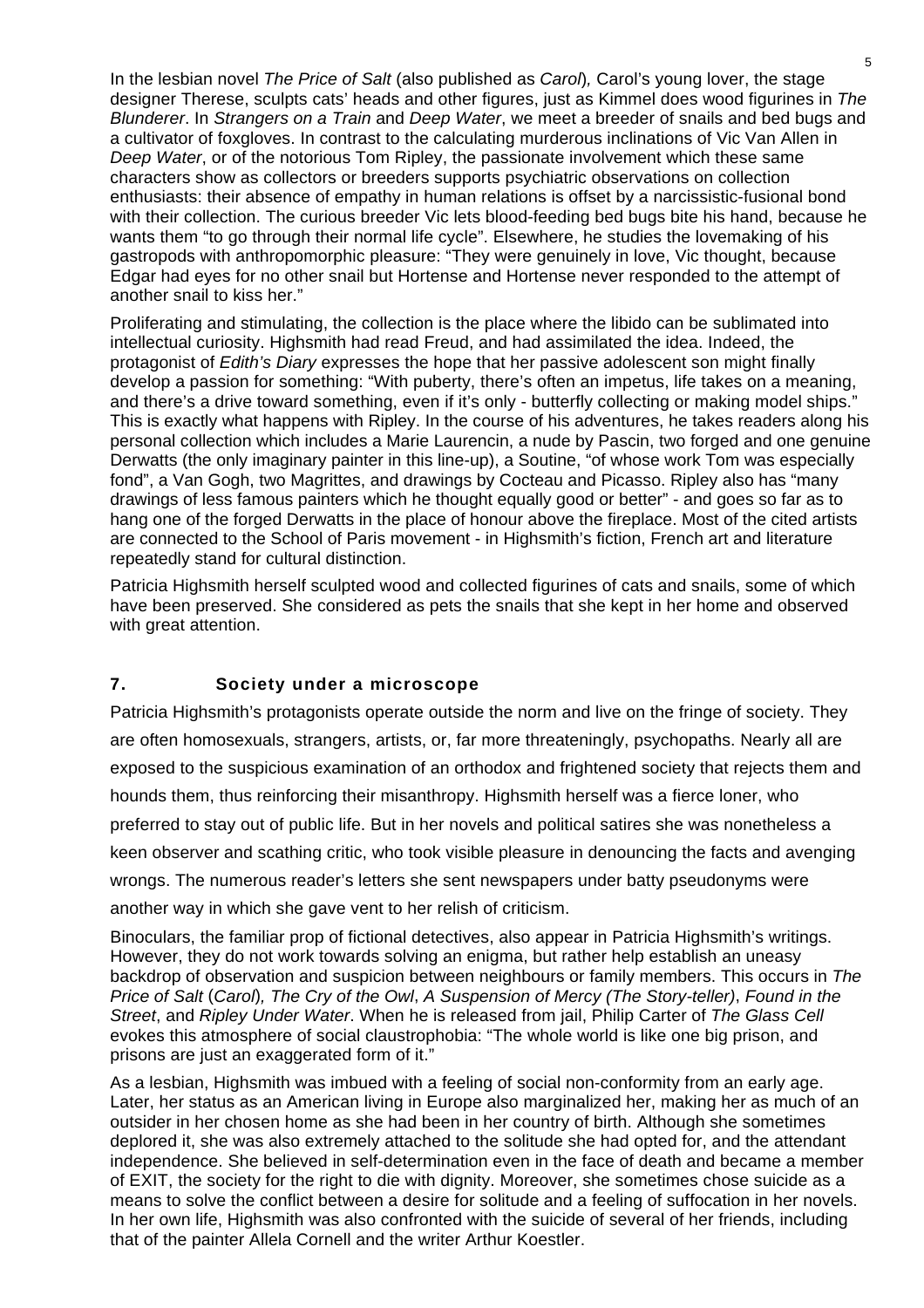In the lesbian novel *The Price of Salt* (also published as *Carol*)*,* Carol's young lover, the stage designer Therese, sculpts cats' heads and other figures, just as Kimmel does wood figurines in *The Blunderer*. In *Strangers on a Train* and *Deep Water*, we meet a breeder of snails and bed bugs and a cultivator of foxgloves. In contrast to the calculating murderous inclinations of Vic Van Allen in *Deep Water*, or of the notorious Tom Ripley, the passionate involvement which these same characters show as collectors or breeders supports psychiatric observations on collection enthusiasts: their absence of empathy in human relations is offset by a narcissistic-fusional bond with their collection. The curious breeder Vic lets blood-feeding bed bugs bite his hand, because he wants them "to go through their normal life cycle". Elsewhere, he studies the lovemaking of his gastropods with anthropomorphic pleasure: "They were genuinely in love, Vic thought, because Edgar had eyes for no other snail but Hortense and Hortense never responded to the attempt of another snail to kiss her."

Proliferating and stimulating, the collection is the place where the libido can be sublimated into intellectual curiosity. Highsmith had read Freud, and had assimilated the idea. Indeed, the protagonist of *Edith's Diary* expresses the hope that her passive adolescent son might finally develop a passion for something: "With puberty, there's often an impetus, life takes on a meaning, and there's a drive toward something, even if it's only - butterfly collecting or making model ships." This is exactly what happens with Ripley. In the course of his adventures, he takes readers along his personal collection which includes a Marie Laurencin, a nude by Pascin, two forged and one genuine Derwatts (the only imaginary painter in this line-up), a Soutine, "of whose work Tom was especially fond", a Van Gogh, two Magrittes, and drawings by Cocteau and Picasso. Ripley also has "many drawings of less famous painters which he thought equally good or better" - and goes so far as to hang one of the forged Derwatts in the place of honour above the fireplace. Most of the cited artists are connected to the School of Paris movement - in Highsmith's fiction, French art and literature repeatedly stand for cultural distinction.

Patricia Highsmith herself sculpted wood and collected figurines of cats and snails, some of which have been preserved. She considered as pets the snails that she kept in her home and observed with great attention.

## 7. Society under a microscope

Patricia Highsmith's protagonists operate outside the norm and live on the fringe of society. They are often homosexuals, strangers, artists, or, far more threateningly, psychopaths. Nearly all are exposed to the suspicious examination of an orthodox and frightened society that rejects them and hounds them, thus reinforcing their misanthropy. Highsmith herself was a fierce loner, who preferred to stay out of public life. But in her novels and political satires she was nonetheless a keen observer and scathing critic, who took visible pleasure in denouncing the facts and avenging wrongs. The numerous reader's letters she sent newspapers under batty pseudonyms were another way in which she gave vent to her relish of criticism.

Binoculars, the familiar prop of fictional detectives, also appear in Patricia Highsmith's writings. However, they do not work towards solving an enigma, but rather help establish an uneasy backdrop of observation and suspicion between neighbours or family members. This occurs in *The Price of Salt* (*Carol*)*, The Cry of the Owl*, *A Suspension of Mercy (The Story-teller)*, *Found in the Street*, and *Ripley Under Water*. When he is released from jail, Philip Carter of *The Glass Cell* evokes this atmosphere of social claustrophobia: "The whole world is like one big prison, and prisons are just an exaggerated form of it."

As a lesbian, Highsmith was imbued with a feeling of social non-conformity from an early age. Later, her status as an American living in Europe also marginalized her, making her as much of an outsider in her chosen home as she had been in her country of birth. Although she sometimes deplored it, she was also extremely attached to the solitude she had opted for, and the attendant independence. She believed in self-determination even in the face of death and became a member of EXIT, the society for the right to die with dignity. Moreover, she sometimes chose suicide as a means to solve the conflict between a desire for solitude and a feeling of suffocation in her novels. In her own life, Highsmith was also confronted with the suicide of several of her friends, including that of the painter Allela Cornell and the writer Arthur Koestler.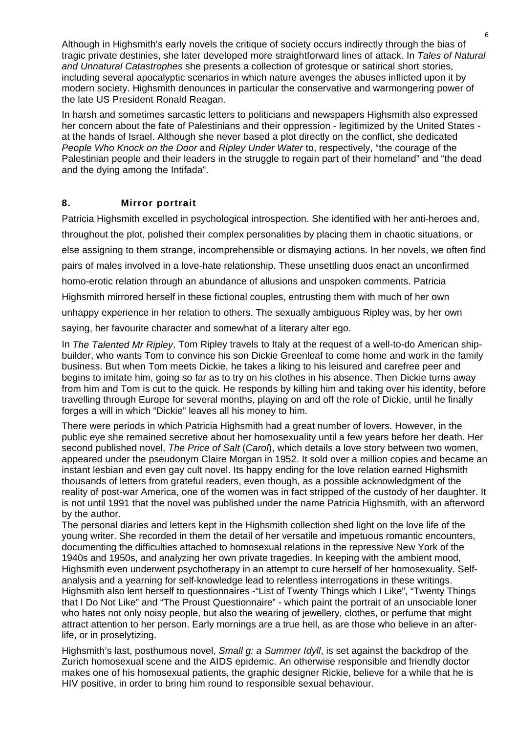Although in Highsmith's early novels the critique of society occurs indirectly through the bias of tragic private destinies, she later developed more straightforward lines of attack. In *Tales of Natural and Unnatural Catastrophes* she presents a collection of grotesque or satirical short stories, including several apocalyptic scenarios in which nature avenges the abuses inflicted upon it by modern society. Highsmith denounces in particular the conservative and warmongering power of the late US President Ronald Reagan.

In harsh and sometimes sarcastic letters to politicians and newspapers Highsmith also expressed her concern about the fate of Palestinians and their oppression - legitimized by the United States - at the hands of Israel. Although she never based a plot directly on the conflict, she dedicated *People Who Knock on the Door* and *Ripley Under Water* to, respectively, "the courage of the Palestinian people and their leaders in the struggle to regain part of their homeland" and "the dead and the dying among the Intifada".

## 8. Mirror portrait

Patricia Highsmith excelled in psychological introspection. She identified with her anti-heroes and, throughout the plot, polished their complex personalities by placing them in chaotic situations, or else assigning to them strange, incomprehensible or dismaying actions. In her novels, we often find pairs of males involved in a love-hate relationship. These unsettling duos enact an unconfirmed homo-erotic relation through an abundance of allusions and unspoken comments. Patricia Highsmith mirrored herself in these fictional couples, entrusting them with much of her own unhappy experience in her relation to others. The sexually ambiguous Ripley was, by her own saying, her favourite character and somewhat of a literary alter ego.

In *The Talented Mr Ripley*, Tom Ripley travels to Italy at the request of a well-to-do American ship-builder, who wants Tom to convince his son Dickie Greenleaf to come home and work in the family business. But when Tom meets Dickie, he takes a liking to his leisured and carefree peer and begins to imitate him, going so far as to try on his clothes in his absence. Then Dickie turns away from him and Tom is cut to the quick. He responds by killing him and taking over his identity, before travelling through Europe for several months, playing on and off the role of Dickie, until he finally forges a will in which "Dickie" leaves all his money to him.

There were periods in which Patricia Highsmith had a great number of lovers. However, in the public eye she remained secretive about her homosexuality until a few years before her death. Her second published novel, *The Price of Salt* (*Carol*), which details a love story between two women, appeared under the pseudonym Claire Morgan in 1952. It sold over a million copies and became an instant lesbian and even gay cult novel. Its happy ending for the love relation earned Highsmith thousands of letters from grateful readers, even though, as a possible acknowledgment of the reality of post-war America, one of the women was in fact stripped of the custody of her daughter. It is not until 1991 that the novel was published under the name Patricia Highsmith, with an afterword by the author.

The personal diaries and letters kept in the Highsmith collection shed light on the love life of the young writer. She recorded in them the detail of her versatile and impetuous romantic encounters, documenting the difficulties attached to homosexual relations in the repressive New York of the 1940s and 1950s, and analyzing her own private tragedies. In keeping with the ambient mood, Highsmith even underwent psychotherapy in an attempt to cure herself of her homosexuality. Self-analysis and a yearning for self-knowledge lead to relentless interrogations in these writings. Highsmith also lent herself to questionnaires -"List of Twenty Things which I Like", "Twenty Things that I Do Not Like" and "The Proust Questionnaire" - which paint the portrait of an unsociable loner who hates not only noisy people, but also the wearing of jewellery, clothes, or perfume that might attract attention to her person. Early mornings are a true hell, as are those who believe in an after-life, or in proselytizing.

Highsmith's last, posthumous novel, *Small g: a Summer Idyll*, is set against the backdrop of the Zurich homosexual scene and the AIDS epidemic. An otherwise responsible and friendly doctor makes one of his homosexual patients, the graphic designer Rickie, believe for a while that he is HIV positive, in order to bring him round to responsible sexual behaviour.